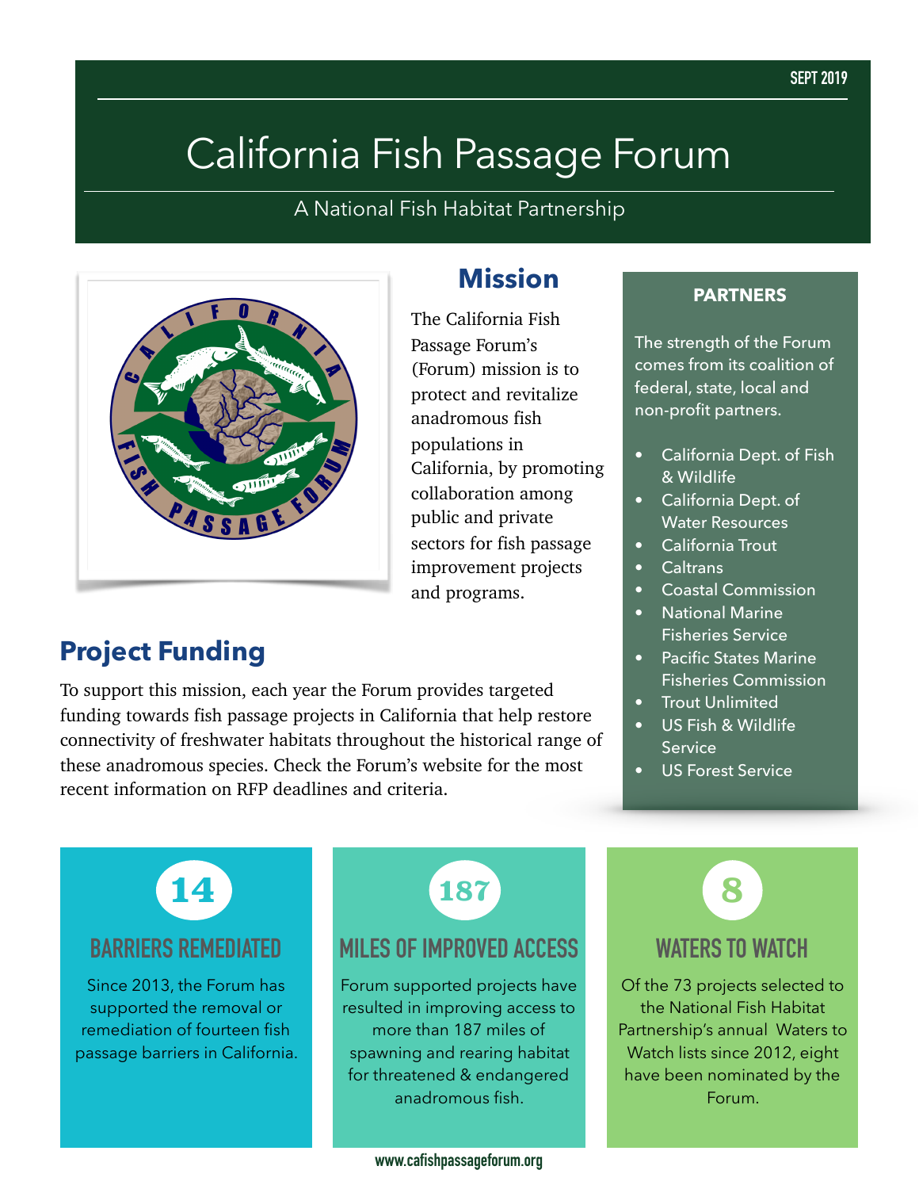SEPT 2019

# California Fish Passage Forum

A National Fish Habitat Partnership

## Mission

The California Fish Passage Forum's (Forum) mission is to protect and revitalize anadromous fish populations in California, by promoting collaboration among public and private sectors for fish passage improvement projects and programs.

## Project Funding

To support this mission, each year the Forum provides targeted funding towards fish passage projects in California that help restore connectivity of freshwater habitats throughout the historical range of these anadromous species. Check the Forum's website for the most recent information on RFP deadlines and criteria.

### PARTNERS

The strength of the Forum comes from its coalition of federal, state, local and non-profit partners.

- California Dept. of Fish & Wildlife
- California Dept. of Water Resources
- California Trout
- Caltrans
- Coastal Commission
- National Marine Fisheries Service
- Pacific States Marine Fisheries Commission
- Trout Unlimited
- US Fish & Wildlife Service
- US Forest Service

### 14

### BARRIERS REMEDIATED

Since 2013, the Forum has supported the removal or remediation of fourteen fish passage barriers in California.

### 187

### MILES OF IMPROVED ACCESS

Forum supported projects have resulted in improving access to more than 187 miles of spawning and rearing habitat for threatened & endangered anadromous fish.

### 8

### WATERS TO WATCH

Of the 73 projects selected to the National Fish Habitat Partnership's annual Waters to Watch lists since 2012, eight have been nominated by the Forum.

www.cafishpassageforum.org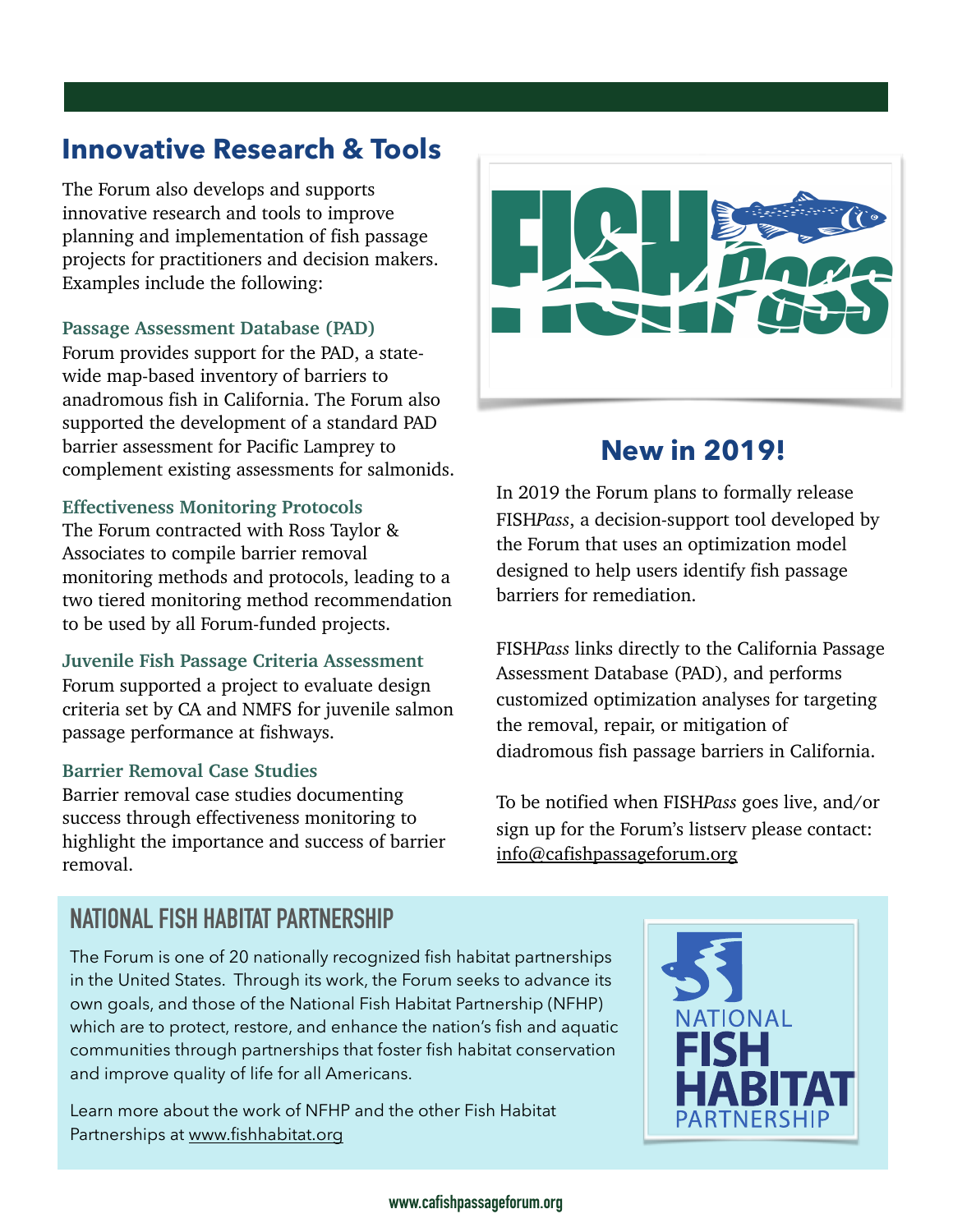## Innovative Research & Tools

The Forum also develops and supports innovative research and tools to improve planning and implementation of fish passage projects for practitioners and decision makers. Examples include the following:

**Passage Assessment Database (PAD)**
Forum provides support for the PAD, a state-wide map-based inventory of barriers to anadromous fish in California. The Forum also supported the development of a standard PAD barrier assessment for Pacific Lamprey to complement existing assessments for salmonids.

**Effectiveness Monitoring Protocols**
The Forum contracted with Ross Taylor & Associates to compile barrier removal monitoring methods and protocols, leading to a two tiered monitoring method recommendation to be used by all Forum-funded projects.

**Juvenile Fish Passage Criteria Assessment**
Forum supported a project to evaluate design criteria set by CA and NMFS for juvenile salmon passage performance at fishways.

**Barrier Removal Case Studies**
Barrier removal case studies documenting success through effectiveness monitoring to highlight the importance and success of barrier removal.

FISH*Pass*

## New in 2019!

In 2019 the Forum plans to formally release FISH*Pass*, a decision-support tool developed by the Forum that uses an optimization model designed to help users identify fish passage barriers for remediation.

FISH*Pass* links directly to the California Passage Assessment Database (PAD), and performs customized optimization analyses for targeting the removal, repair, or mitigation of diadromous fish passage barriers in California.

To be notified when FISH*Pass* goes live, and/or sign up for the Forum's listserv please contact: info@cafishpassageforum.org

## NATIONAL FISH HABITAT PARTNERSHIP

The Forum is one of 20 nationally recognized fish habitat partnerships in the United States. Through its work, the Forum seeks to advance its own goals, and those of the National Fish Habitat Partnership (NFHP) which are to protect, restore, and enhance the nation's fish and aquatic communities through partnerships that foster fish habitat conservation and improve quality of life for all Americans.

Learn more about the work of NFHP and the other Fish Habitat Partnerships at www.fishhabitat.org

NATIONAL FISH HABITAT PARTNERSHIP